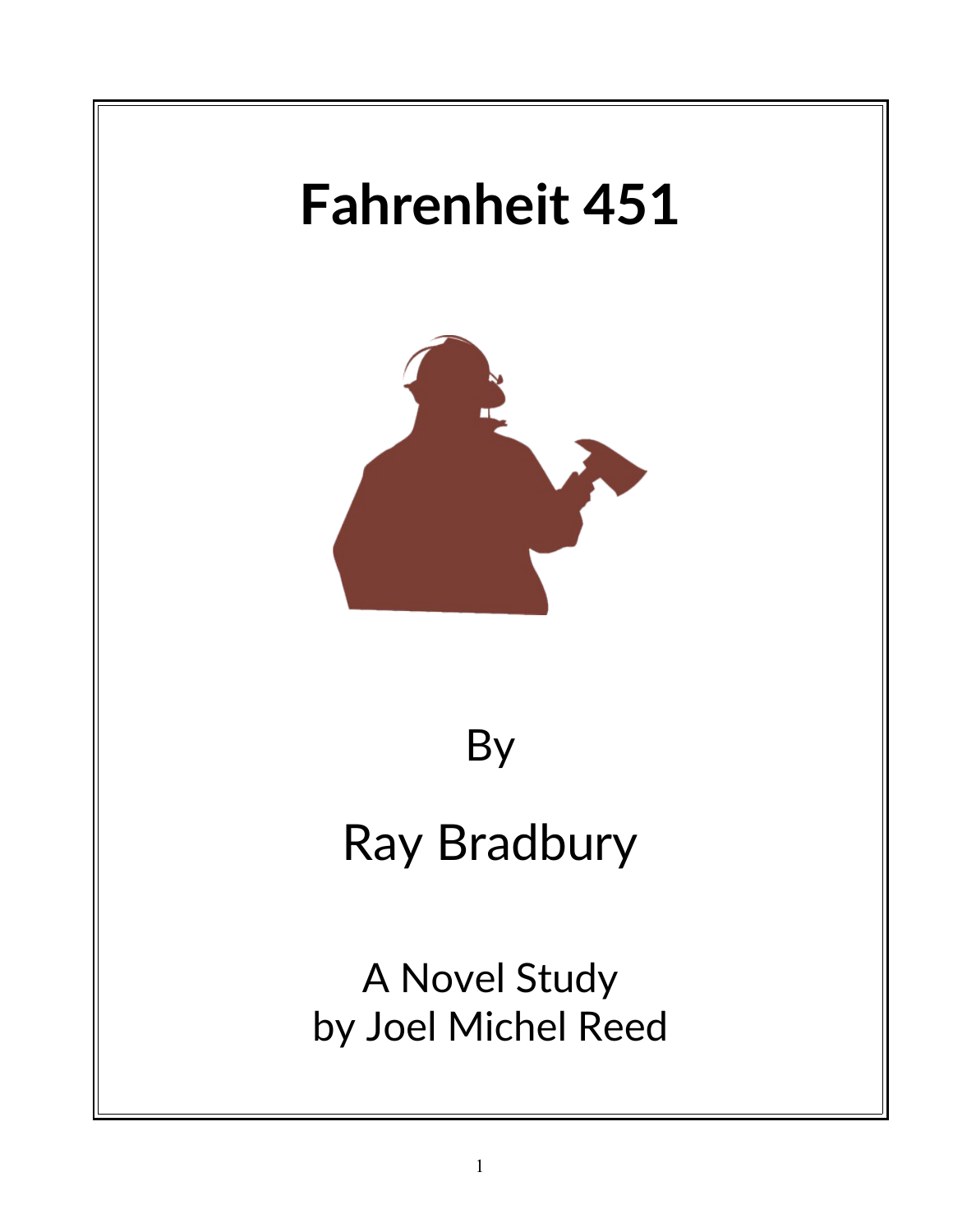# Fahrenheit 451

By

Ray Bradbury

A Novel Study
by Joel Michel Reed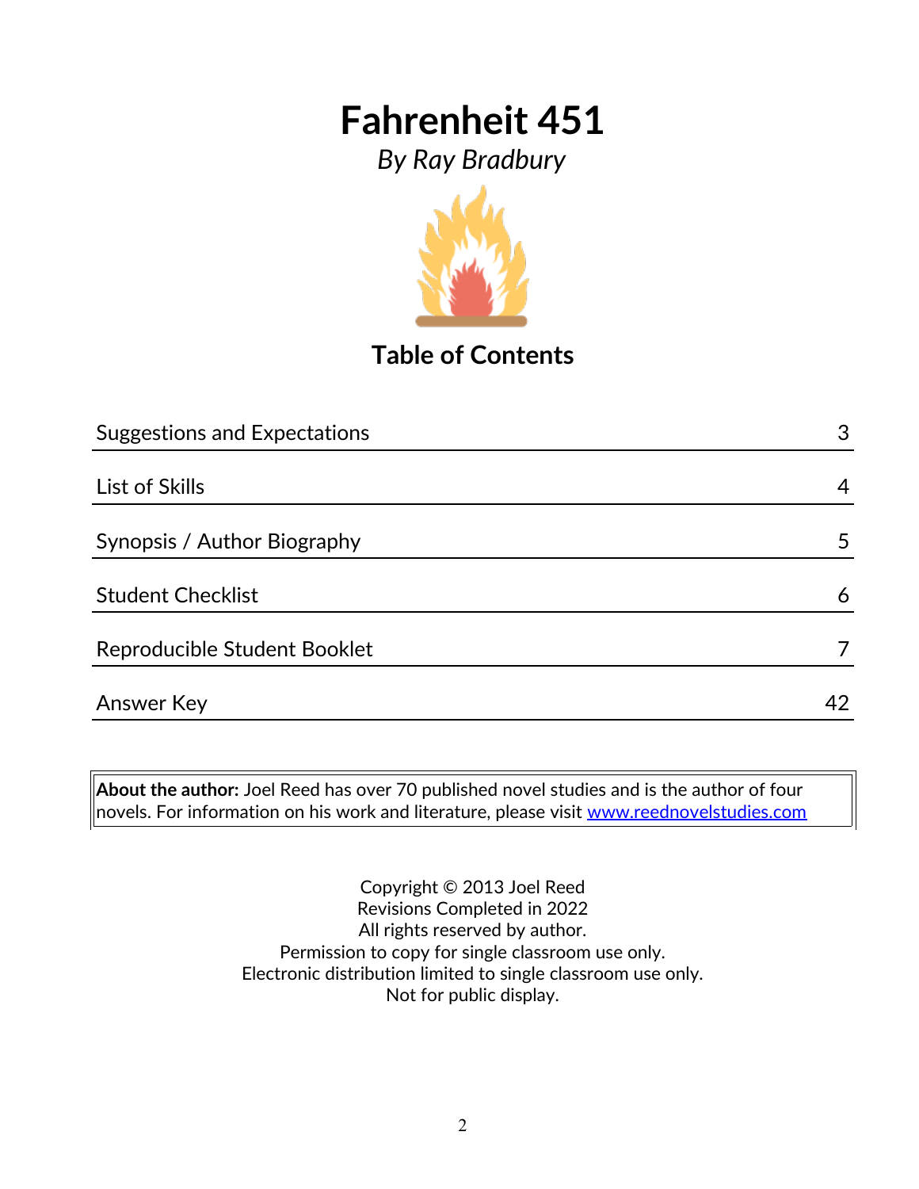# Fahrenheit 451

*By Ray Bradbury*

## Table of Contents

| Section | Page |
| --- | --- |
| Suggestions and Expectations | 3 |
| List of Skills | 4 |
| Synopsis / Author Biography | 5 |
| Student Checklist | 6 |
| Reproducible Student Booklet | 7 |
| Answer Key | 42 |

**About the author:** Joel Reed has over 70 published novel studies and is the author of four novels. For information on his work and literature, please visit www.reednovelstudies.com

Copyright © 2013 Joel Reed
Revisions Completed in 2022
All rights reserved by author.
Permission to copy for single classroom use only.
Electronic distribution limited to single classroom use only.
Not for public display.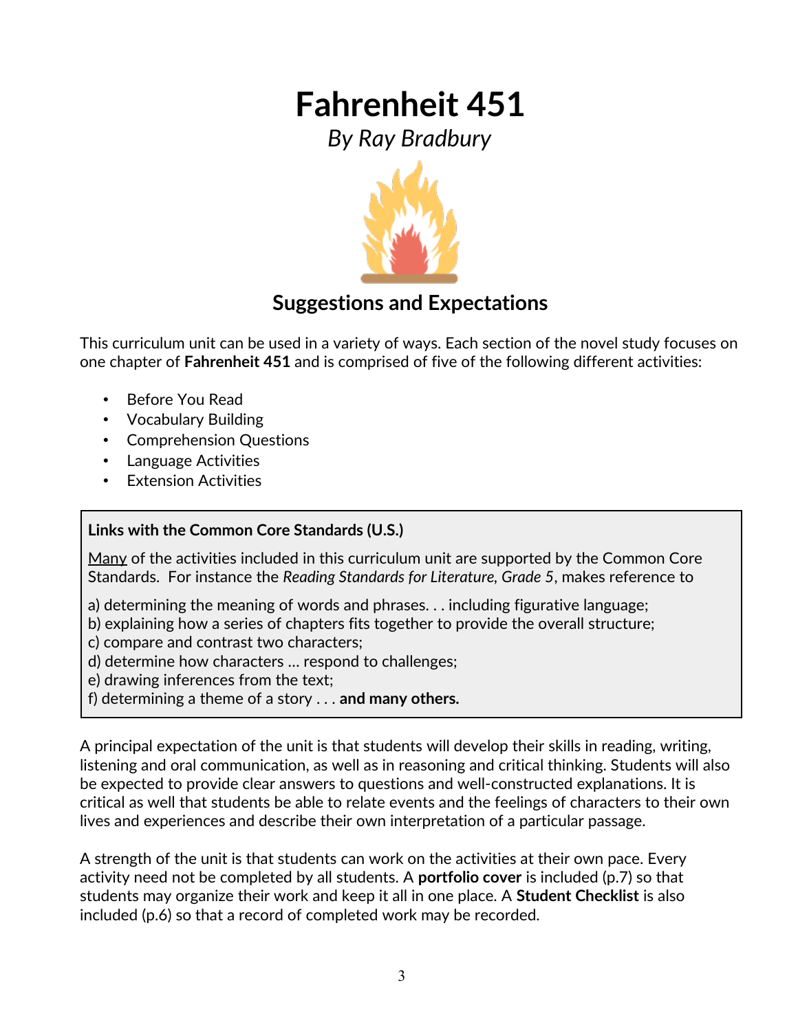# Fahrenheit 451

*By Ray Bradbury*

## Suggestions and Expectations

This curriculum unit can be used in a variety of ways. Each section of the novel study focuses on one chapter of **Fahrenheit 451** and is comprised of five of the following different activities:

- Before You Read
- Vocabulary Building
- Comprehension Questions
- Language Activities
- Extension Activities

**Links with the Common Core Standards (U.S.)**

Many of the activities included in this curriculum unit are supported by the Common Core Standards. For instance the *Reading Standards for Literature, Grade 5*, makes reference to

a) determining the meaning of words and phrases. . . including figurative language;
b) explaining how a series of chapters fits together to provide the overall structure;
c) compare and contrast two characters;
d) determine how characters … respond to challenges;
e) drawing inferences from the text;
f) determining a theme of a story . . . **and many others.**

A principal expectation of the unit is that students will develop their skills in reading, writing, listening and oral communication, as well as in reasoning and critical thinking. Students will also be expected to provide clear answers to questions and well-constructed explanations. It is critical as well that students be able to relate events and the feelings of characters to their own lives and experiences and describe their own interpretation of a particular passage.

A strength of the unit is that students can work on the activities at their own pace. Every activity need not be completed by all students. A **portfolio cover** is included (p.7) so that students may organize their work and keep it all in one place. A **Student Checklist** is also included (p.6) so that a record of completed work may be recorded.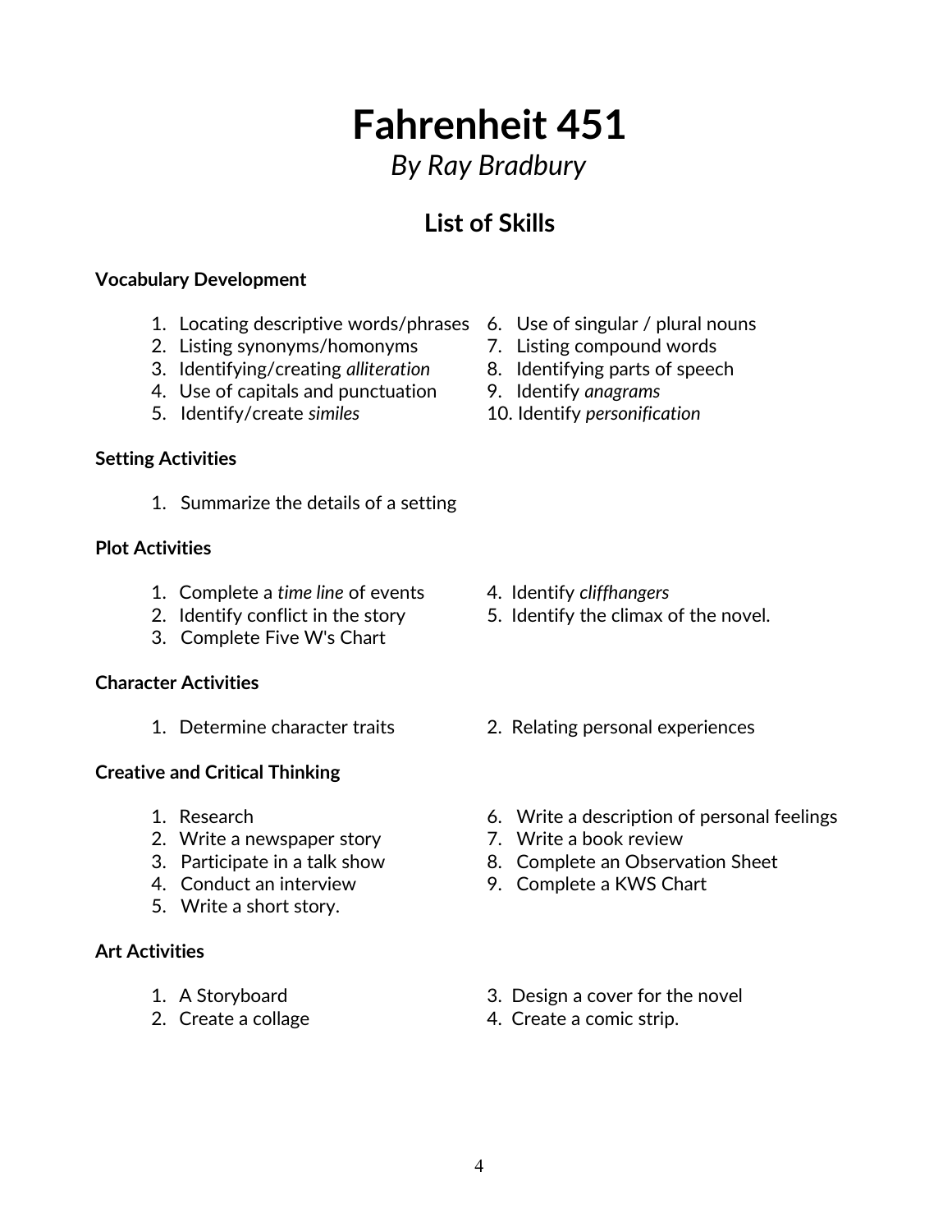# Fahrenheit 451

*By Ray Bradbury*

## List of Skills

**Vocabulary Development**

1. Locating descriptive words/phrases
2. Listing synonyms/homonyms
3. Identifying/creating *alliteration*
4. Use of capitals and punctuation
5. Identify/create *similes*
6. Use of singular / plural nouns
7. Listing compound words
8. Identifying parts of speech
9. Identify *anagrams*
10. Identify *personification*

**Setting Activities**

1. Summarize the details of a setting

**Plot Activities**

1. Complete a *time line* of events
2. Identify conflict in the story
3. Complete Five W's Chart
4. Identify *cliffhangers*
5. Identify the climax of the novel.

**Character Activities**

1. Determine character traits
2. Relating personal experiences

**Creative and Critical Thinking**

1. Research
2. Write a newspaper story
3. Participate in a talk show
4. Conduct an interview
5. Write a short story.
6. Write a description of personal feelings
7. Write a book review
8. Complete an Observation Sheet
9. Complete a KWS Chart

**Art Activities**

1. A Storyboard
2. Create a collage
3. Design a cover for the novel
4. Create a comic strip.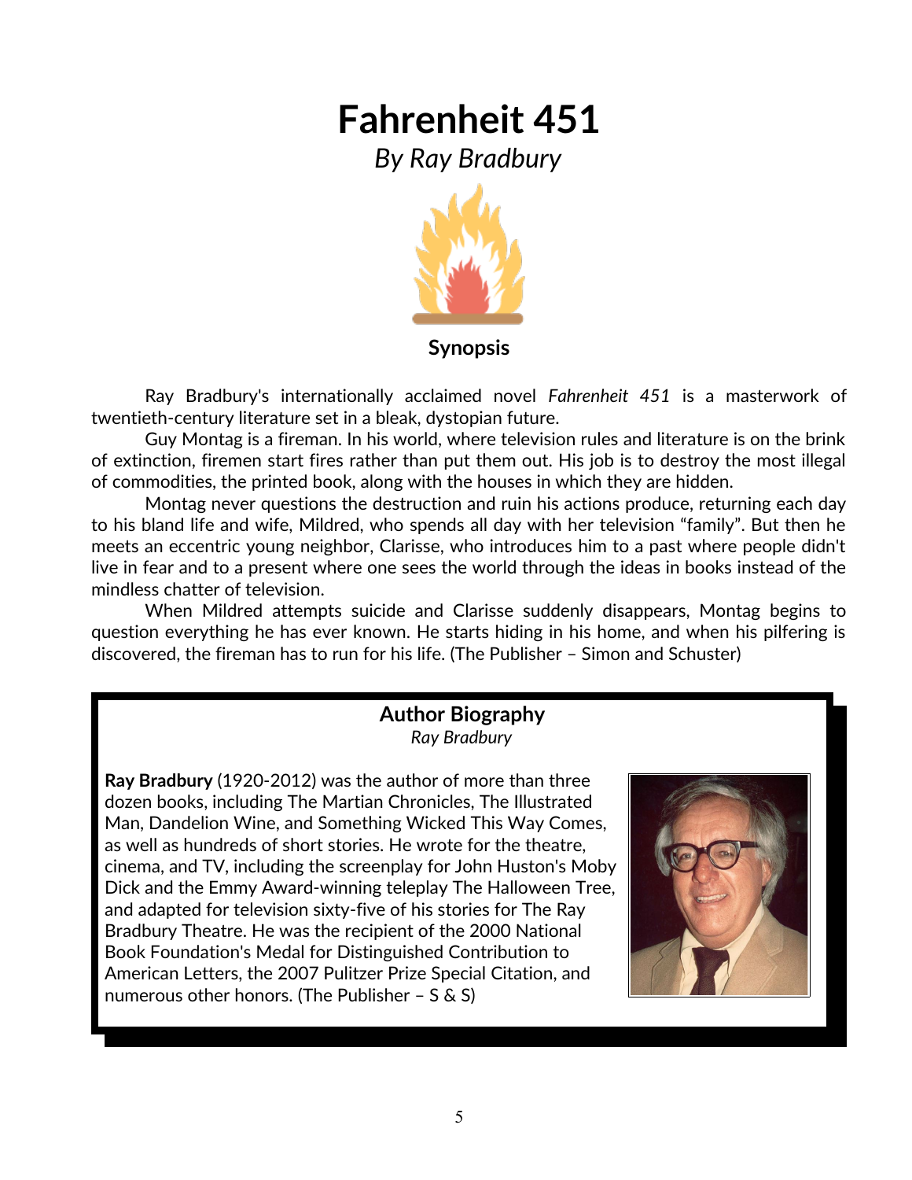# Fahrenheit 451

*By Ray Bradbury*

## Synopsis

Ray Bradbury's internationally acclaimed novel *Fahrenheit 451* is a masterwork of twentieth-century literature set in a bleak, dystopian future.

Guy Montag is a fireman. In his world, where television rules and literature is on the brink of extinction, firemen start fires rather than put them out. His job is to destroy the most illegal of commodities, the printed book, along with the houses in which they are hidden.

Montag never questions the destruction and ruin his actions produce, returning each day to his bland life and wife, Mildred, who spends all day with her television "family". But then he meets an eccentric young neighbor, Clarisse, who introduces him to a past where people didn't live in fear and to a present where one sees the world through the ideas in books instead of the mindless chatter of television.

When Mildred attempts suicide and Clarisse suddenly disappears, Montag begins to question everything he has ever known. He starts hiding in his home, and when his pilfering is discovered, the fireman has to run for his life. (The Publisher – Simon and Schuster)

## Author Biography

*Ray Bradbury*

**Ray Bradbury** (1920-2012) was the author of more than three dozen books, including The Martian Chronicles, The Illustrated Man, Dandelion Wine, and Something Wicked This Way Comes, as well as hundreds of short stories. He wrote for the theatre, cinema, and TV, including the screenplay for John Huston's Moby Dick and the Emmy Award-winning teleplay The Halloween Tree, and adapted for television sixty-five of his stories for The Ray Bradbury Theatre. He was the recipient of the 2000 National Book Foundation's Medal for Distinguished Contribution to American Letters, the 2007 Pulitzer Prize Special Citation, and numerous other honors. (The Publisher – S & S)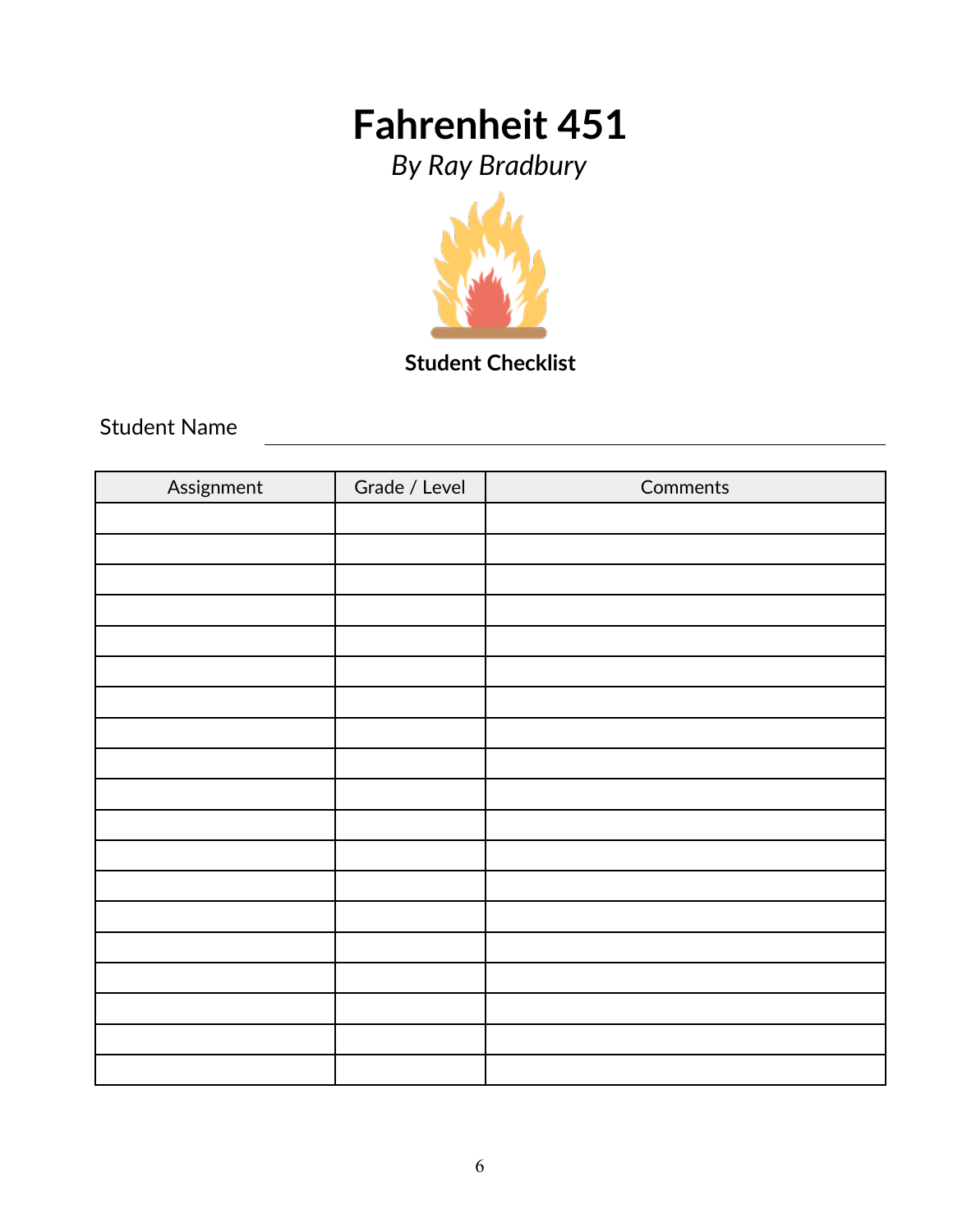# Fahrenheit 451

*By Ray Bradbury*

**Student Checklist**

Student Name \_\_\_\_\_\_\_\_\_\_\_\_\_\_\_\_\_\_\_\_\_\_\_\_\_\_\_\_\_\_\_\_\_\_\_\_\_\_\_\_

| Assignment | Grade / Level | Comments |
|---|---|---|
| | | |
| | | |
| | | |
| | | |
| | | |
| | | |
| | | |
| | | |
| | | |
| | | |
| | | |
| | | |
| | | |
| | | |
| | | |
| | | |
| | | |
| | | |
| | | |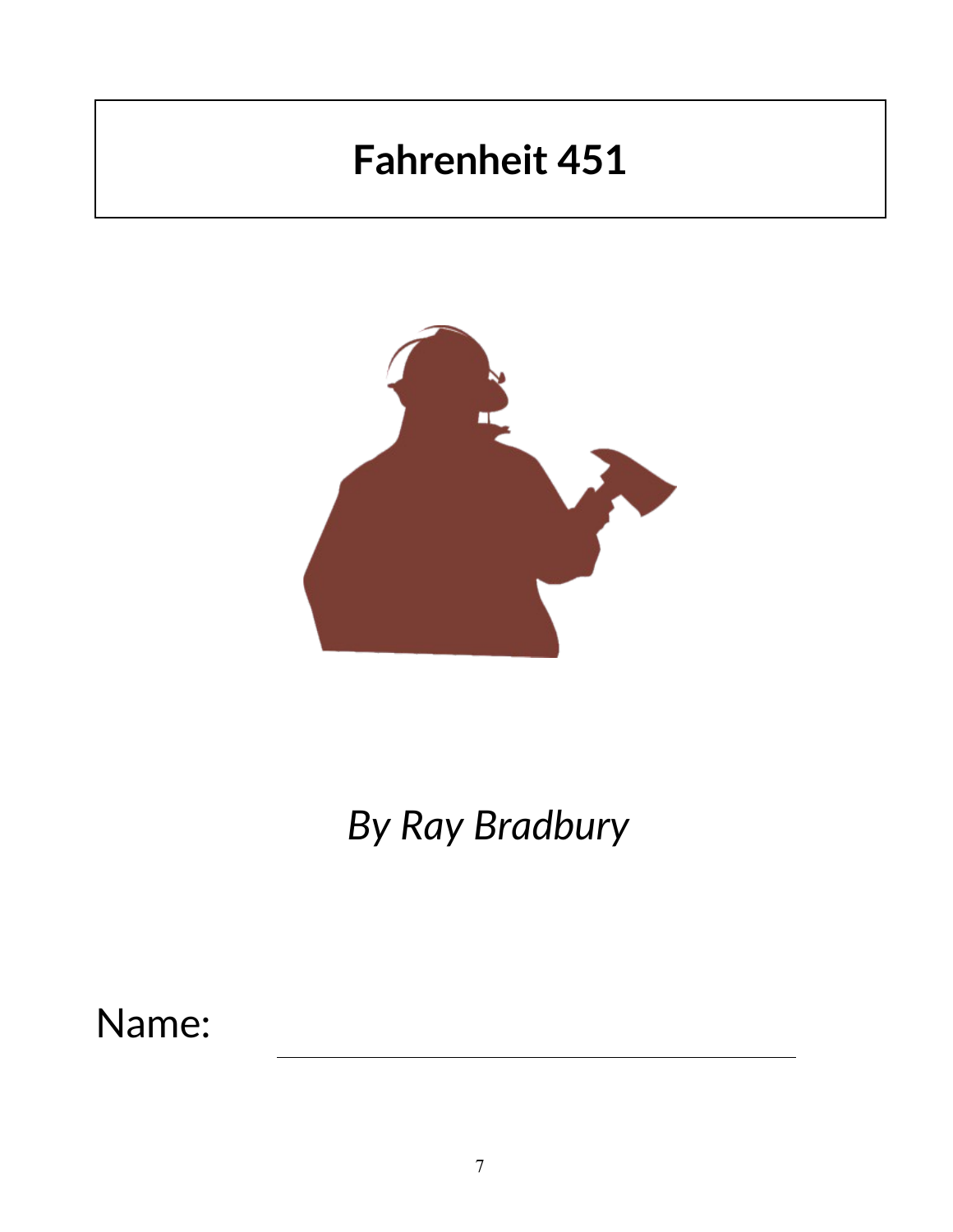# Fahrenheit 451

*By Ray Bradbury*

Name: ______________________________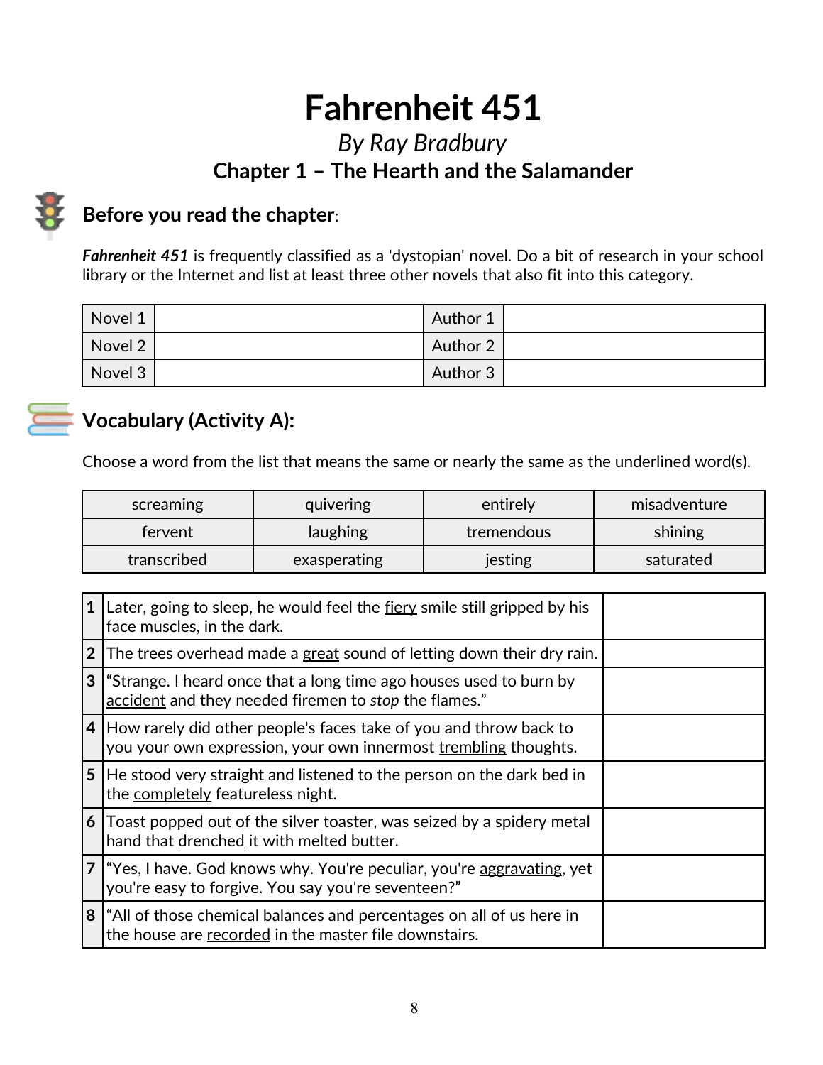# Fahrenheit 451

*By Ray Bradbury*

### Chapter 1 – The Hearth and the Salamander

## Before you read the chapter:

***Fahrenheit 451*** is frequently classified as a 'dystopian' novel. Do a bit of research in your school library or the Internet and list at least three other novels that also fit into this category.

| Novel 1 | | Author 1 | |
|---|---|---|---|
| Novel 2 | | Author 2 | |
| Novel 3 | | Author 3 | |

## Vocabulary (Activity A):

Choose a word from the list that means the same or nearly the same as the underlined word(s).

| screaming | quivering | entirely | misadventure |
|---|---|---|---|
| fervent | laughing | tremendous | shining |
| transcribed | exasperating | jesting | saturated |

| # | Sentence | Answer |
|---|---|---|
| 1 | Later, going to sleep, he would feel the <u>fiery</u> smile still gripped by his face muscles, in the dark. | |
| 2 | The trees overhead made a <u>great</u> sound of letting down their dry rain. | |
| 3 | "Strange. I heard once that a long time ago houses used to burn by <u>accident</u> and they needed firemen to *stop* the flames." | |
| 4 | How rarely did other people's faces take of you and throw back to you your own expression, your own innermost <u>trembling</u> thoughts. | |
| 5 | He stood very straight and listened to the person on the dark bed in the <u>completely</u> featureless night. | |
| 6 | Toast popped out of the silver toaster, was seized by a spidery metal hand that <u>drenched</u> it with melted butter. | |
| 7 | "Yes, I have. God knows why. You're peculiar, you're <u>aggravating</u>, yet you're easy to forgive. You say you're seventeen?" | |
| 8 | "All of those chemical balances and percentages on all of us here in the house are <u>recorded</u> in the master file downstairs. | |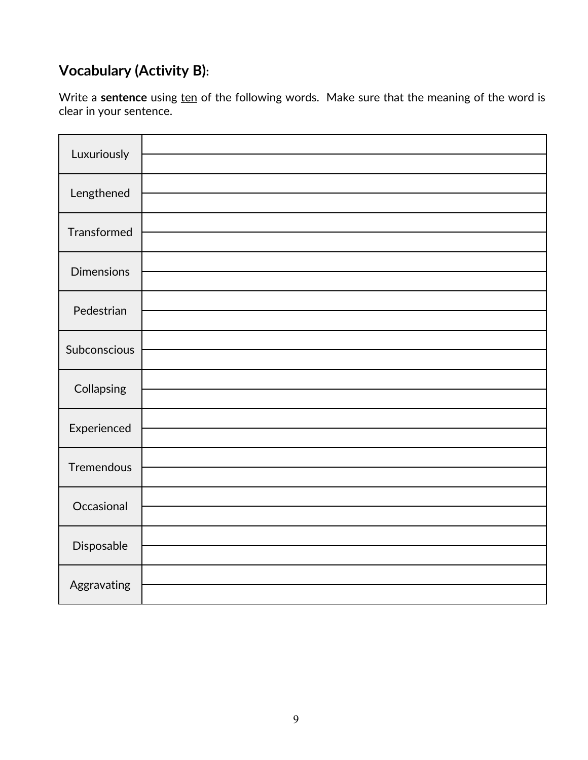## Vocabulary (Activity B):

Write a **sentence** using <u>ten</u> of the following words. Make sure that the meaning of the word is clear in your sentence.

| | |
|---|---|
| Luxuriously | |
| Lengthened | |
| Transformed | |
| Dimensions | |
| Pedestrian | |
| Subconscious | |
| Collapsing | |
| Experienced | |
| Tremendous | |
| Occasional | |
| Disposable | |
| Aggravating | |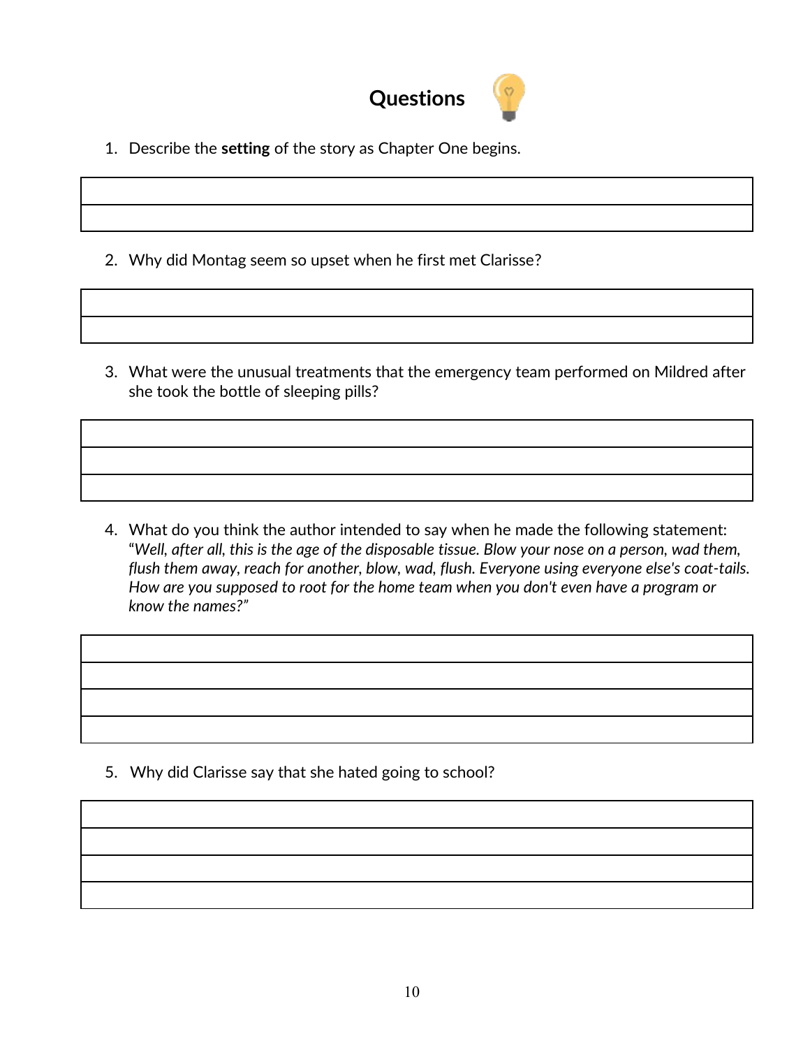# Questions

1. Describe the **setting** of the story as Chapter One begins.

2. Why did Montag seem so upset when he first met Clarisse?

3. What were the unusual treatments that the emergency team performed on Mildred after she took the bottle of sleeping pills?

4. What do you think the author intended to say when he made the following statement: "*Well, after all, this is the age of the disposable tissue. Blow your nose on a person, wad them, flush them away, reach for another, blow, wad, flush. Everyone using everyone else's coat-tails. How are you supposed to root for the home team when you don't even have a program or know the names?*"

5. Why did Clarisse say that she hated going to school?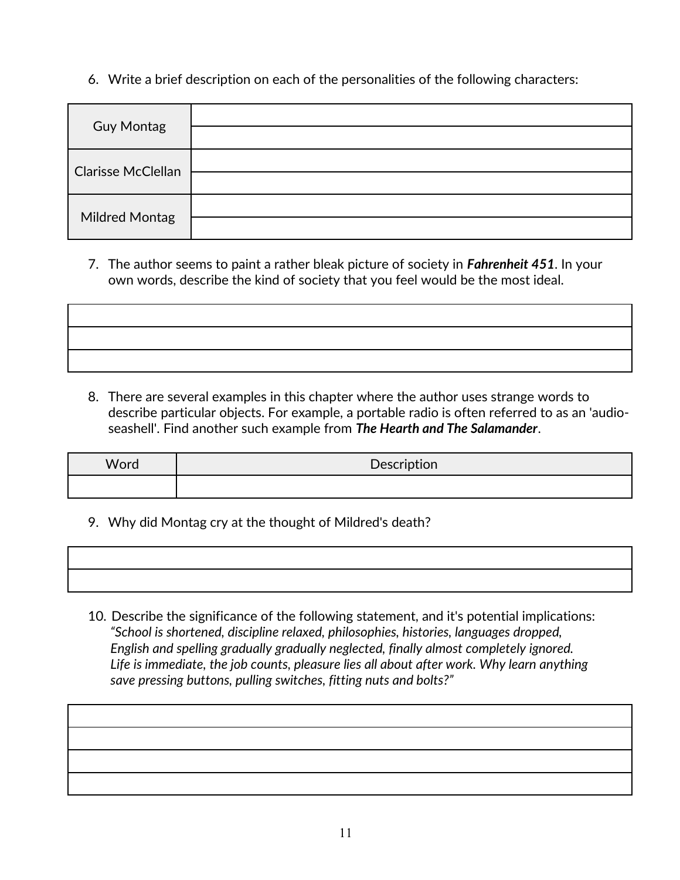6. Write a brief description on each of the personalities of the following characters:

| | |
|---|---|
| Guy Montag | |
| | |
| Clarisse McClellan | |
| | |
| Mildred Montag | |
| | |

7. The author seems to paint a rather bleak picture of society in ***Fahrenheit 451***. In your own words, describe the kind of society that you feel would be the most ideal.

| |
|---|
| |
| |
| |

8. There are several examples in this chapter where the author uses strange words to describe particular objects. For example, a portable radio is often referred to as an 'audio-seashell'. Find another such example from ***The Hearth and The Salamander***.

| Word | Description |
|---|---|
| | |

9. Why did Montag cry at the thought of Mildred's death?

| |
|---|
| |
| |

10. Describe the significance of the following statement, and it's potential implications:
*"School is shortened, discipline relaxed, philosophies, histories, languages dropped, English and spelling gradually gradually neglected, finally almost completely ignored. Life is immediate, the job counts, pleasure lies all about after work. Why learn anything save pressing buttons, pulling switches, fitting nuts and bolts?"*

| |
|---|
| |
| |
| |
| |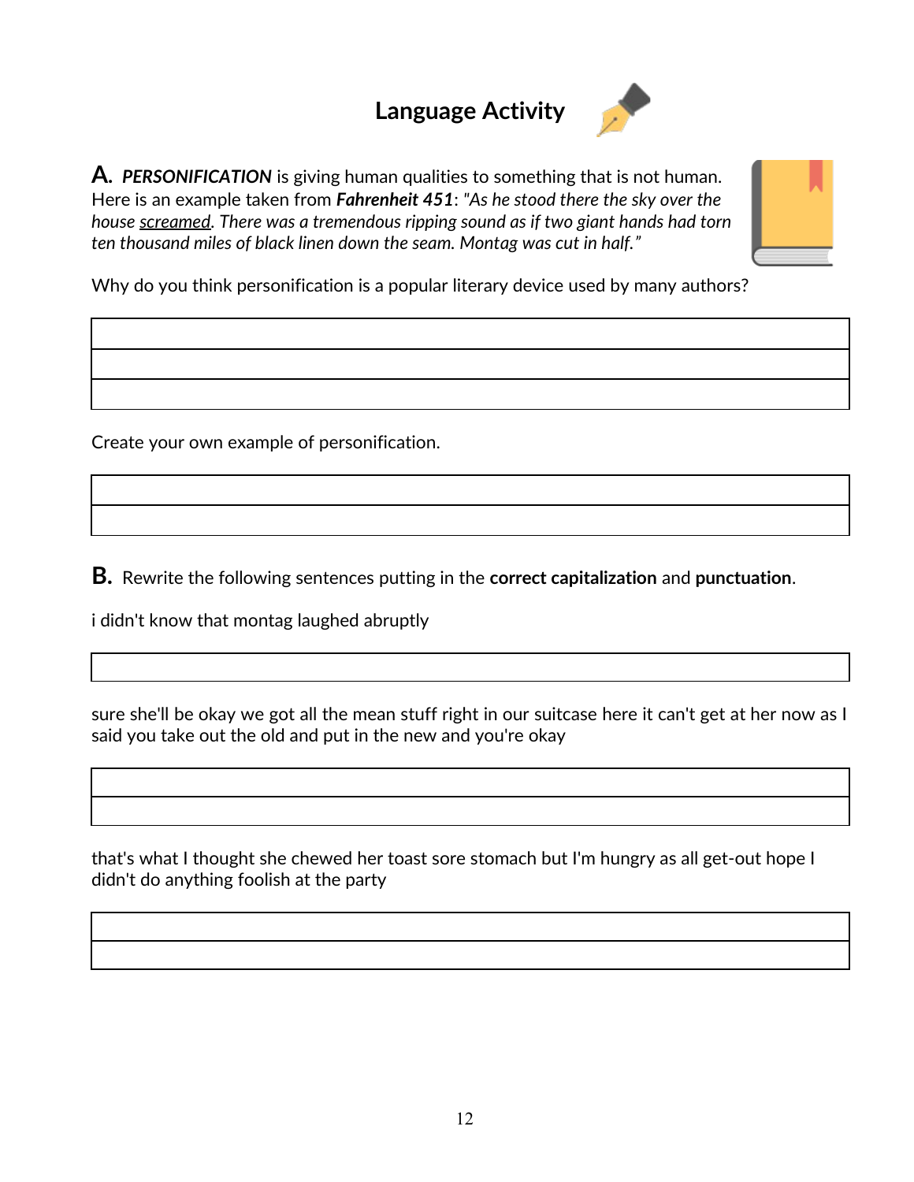# Language Activity

**A.** ***PERSONIFICATION*** is giving human qualities to something that is not human. Here is an example taken from ***Fahrenheit 451***: *"As he stood there the sky over the house screamed. There was a tremendous ripping sound as if two giant hands had torn ten thousand miles of black linen down the seam. Montag was cut in half."*

Why do you think personification is a popular literary device used by many authors?

Create your own example of personification.

**B.** Rewrite the following sentences putting in the **correct capitalization** and **punctuation**.

i didn't know that montag laughed abruptly

sure she'll be okay we got all the mean stuff right in our suitcase here it can't get at her now as I said you take out the old and put in the new and you're okay

that's what I thought she chewed her toast sore stomach but I'm hungry as all get-out hope I didn't do anything foolish at the party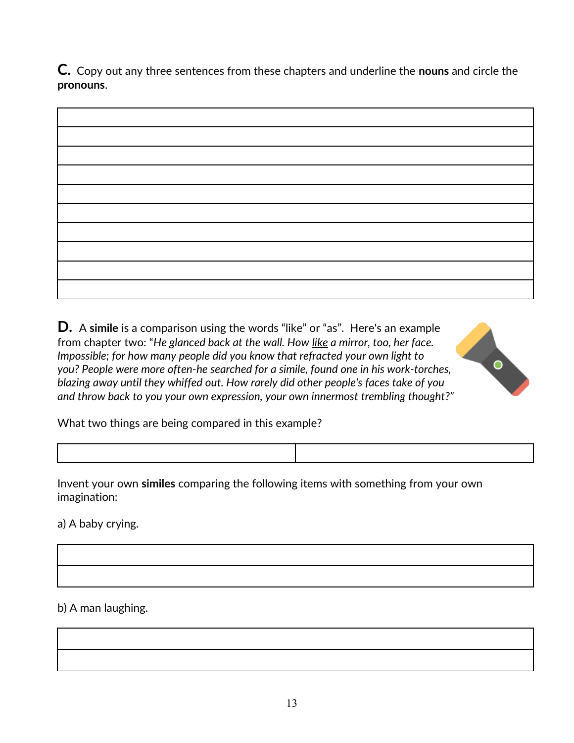**C.** Copy out any <u>three</u> sentences from these chapters and underline the **nouns** and circle the **pronouns**.

| |
|---|
| |
| |
| |
| |
| |
| |
| |
| |
| |

**D.** A **simile** is a comparison using the words "like" or "as". Here's an example from chapter two: "*He glanced back at the wall. How <u>like</u> a mirror, too, her face. Impossible; for how many people did you know that refracted your own light to you? People were more often-he searched for a simile, found one in his work-torches, blazing away until they whiffed out. How rarely did other people's faces take of you and throw back to you your own expression, your own innermost trembling thought?*"

What two things are being compared in this example?

| | |
|---|---|
| | |

Invent your own **similes** comparing the following items with something from your own imagination:

a) A baby crying.

| |
|---|
| |
| |

b) A man laughing.

| |
|---|
| |
| |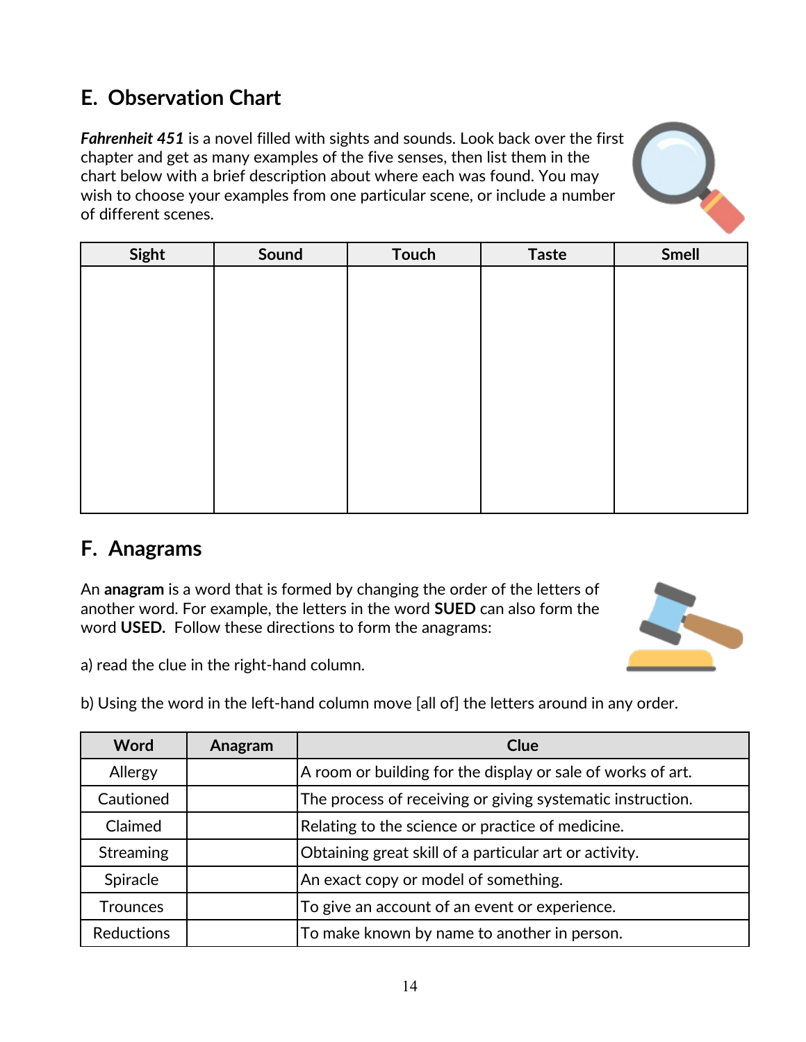## E. Observation Chart

***Fahrenheit 451*** is a novel filled with sights and sounds. Look back over the first chapter and get as many examples of the five senses, then list them in the chart below with a brief description about where each was found. You may wish to choose your examples from one particular scene, or include a number of different scenes.

| Sight | Sound | Touch | Taste | Smell |
|---|---|---|---|---|
| | | | | |

## F. Anagrams

An **anagram** is a word that is formed by changing the order of the letters of another word. For example, the letters in the word **SUED** can also form the word **USED.** Follow these directions to form the anagrams:

a) read the clue in the right-hand column.

b) Using the word in the left-hand column move [all of] the letters around in any order.

| Word | Anagram | Clue |
|---|---|---|
| Allergy | | A room or building for the display or sale of works of art. |
| Cautioned | | The process of receiving or giving systematic instruction. |
| Claimed | | Relating to the science or practice of medicine. |
| Streaming | | Obtaining great skill of a particular art or activity. |
| Spiracle | | An exact copy or model of something. |
| Trounces | | To give an account of an event or experience. |
| Reductions | | To make known by name to another in person. |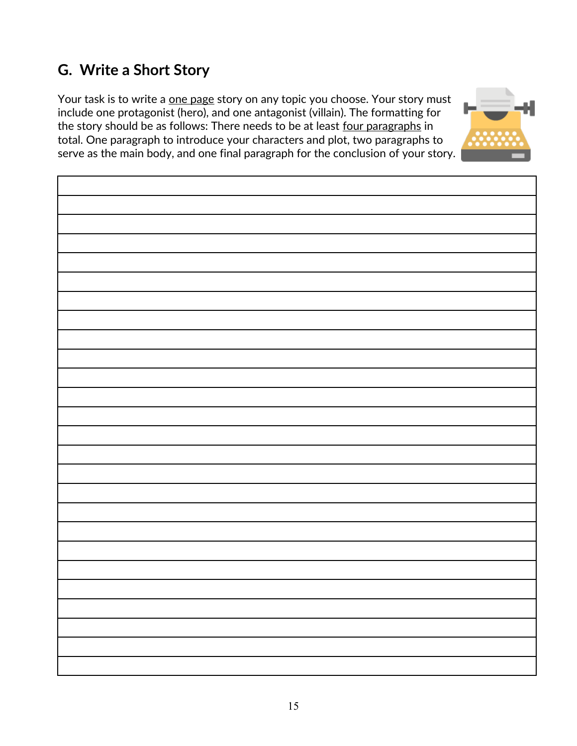## G. Write a Short Story

Your task is to write a <u>one page</u> story on any topic you choose. Your story must include one protagonist (hero), and one antagonist (villain). The formatting for the story should be as follows: There needs to be at least <u>four paragraphs</u> in total. One paragraph to introduce your characters and plot, two paragraphs to serve as the main body, and one final paragraph for the conclusion of your story.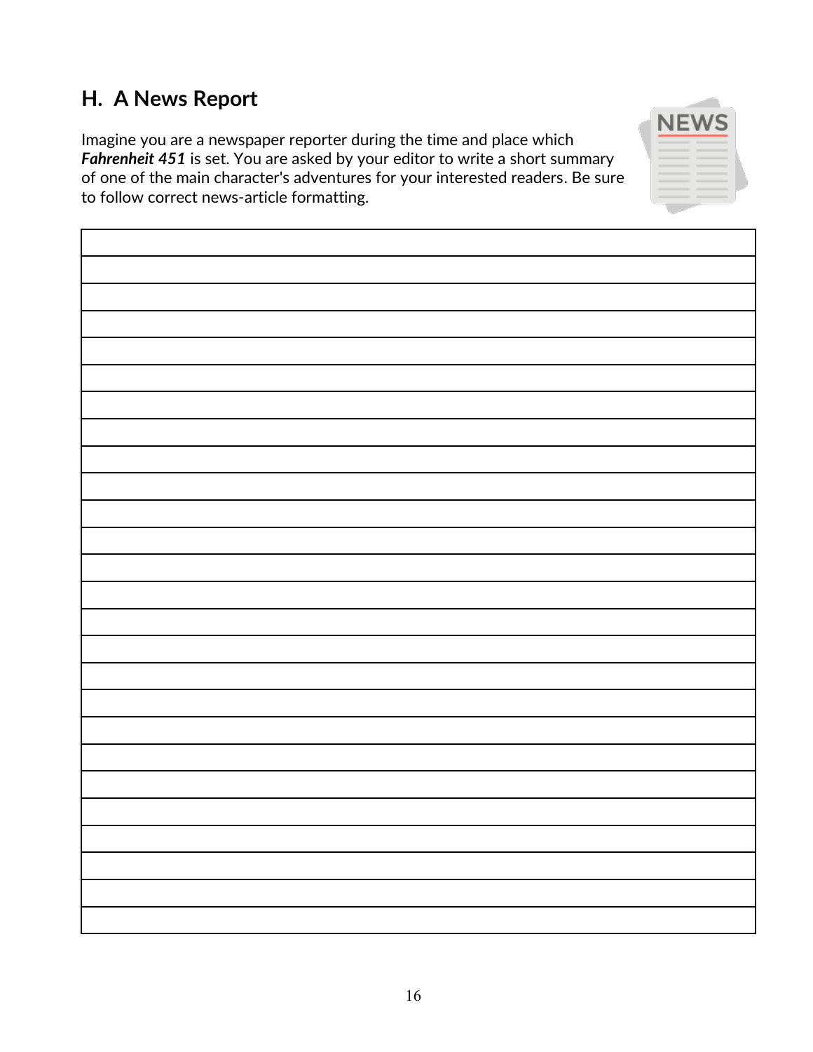## H. A News Report

Imagine you are a newspaper reporter during the time and place which ***Fahrenheit 451*** is set. You are asked by your editor to write a short summary of one of the main character's adventures for your interested readers. Be sure to follow correct news-article formatting.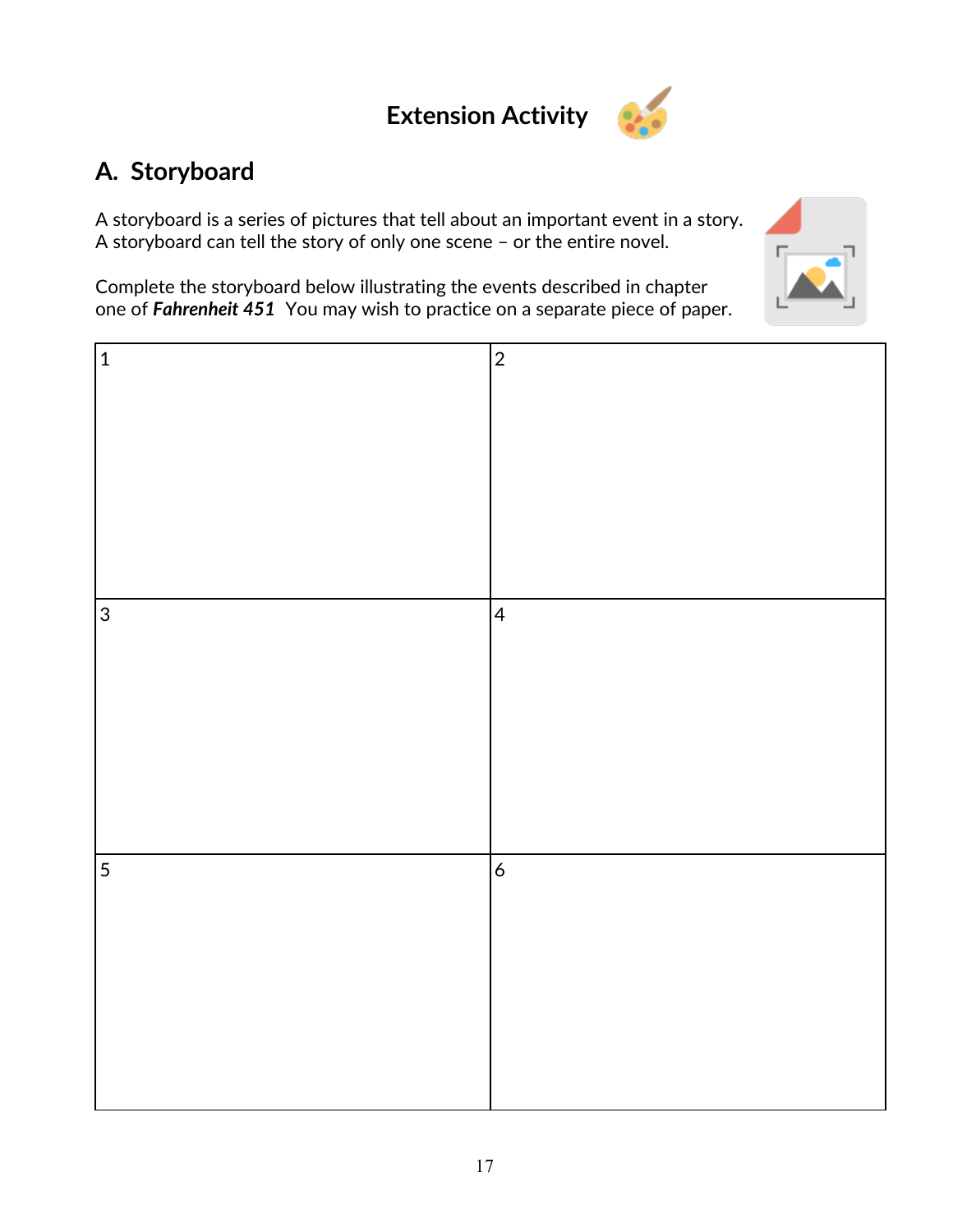# Extension Activity

## A. Storyboard

A storyboard is a series of pictures that tell about an important event in a story. A storyboard can tell the story of only one scene – or the entire novel.

Complete the storyboard below illustrating the events described in chapter one of ***Fahrenheit 451*** You may wish to practice on a separate piece of paper.

| 1 | 2 |
|---|---|
| 3 | 4 |
| 5 | 6 |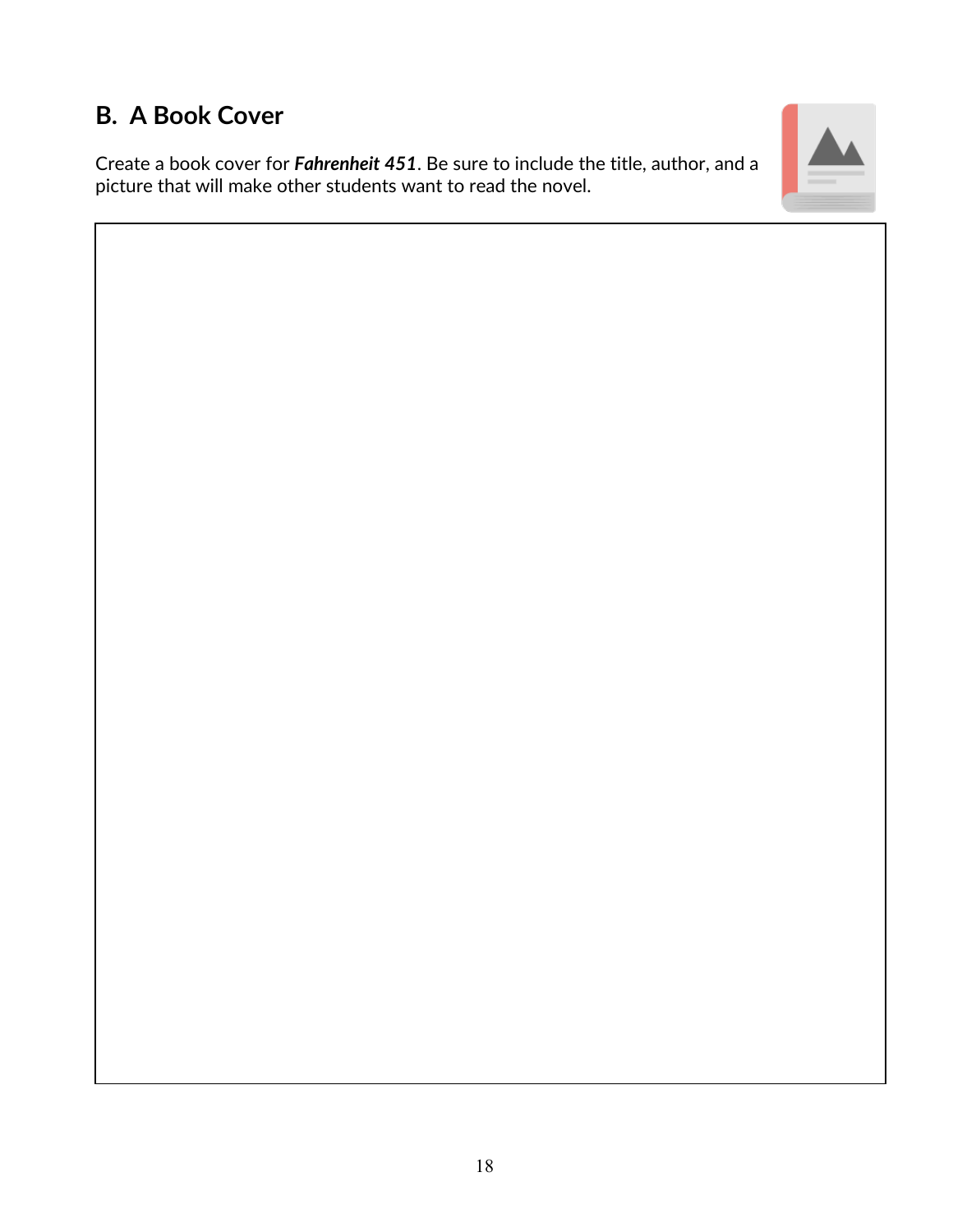## B. A Book Cover

Create a book cover for ***Fahrenheit 451***. Be sure to include the title, author, and a picture that will make other students want to read the novel.